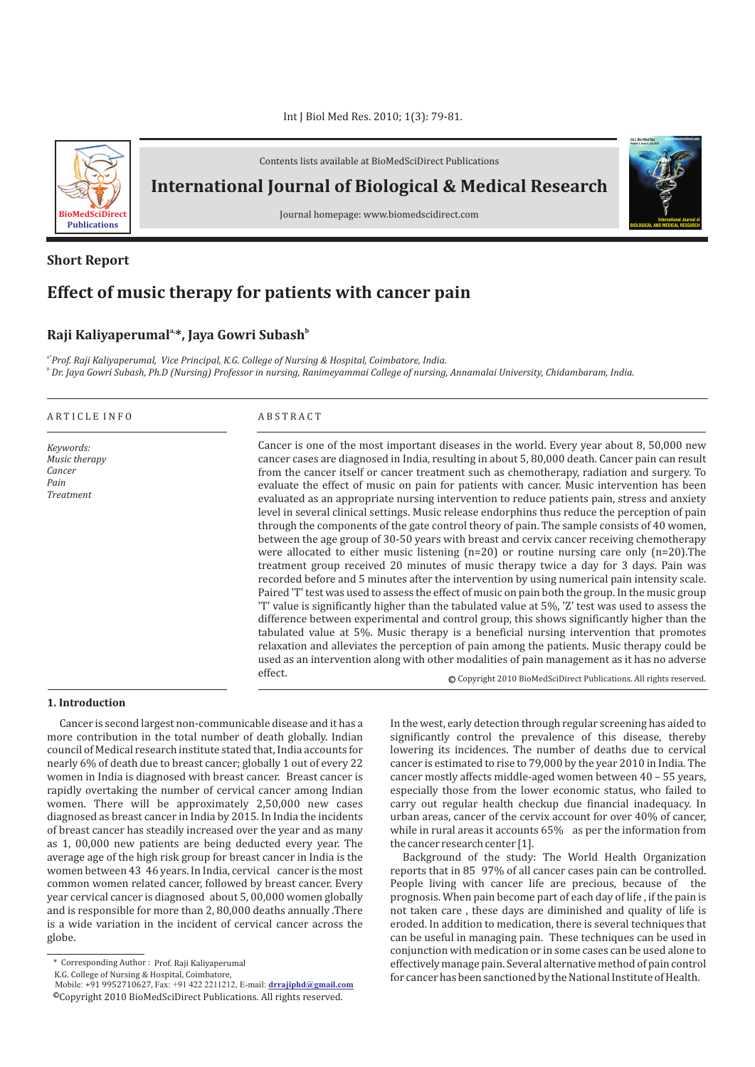Contents lists available at BioMedSciDirect Publications

# International Journal of Biological & Medical Research

Journal homepage: www.biomedscidirect.com

**Short Report**

## Effect of music therapy for patients with cancer pain

**Raji Kaliyaperumal[a,*], Jaya Gowri Subash[b]**

*[a*]Prof. Raji Kaliyaperumal, Vice Principal, K.G. College of Nursing & Hospital, Coimbatore, India.*
*[b] Dr. Jaya Gowri Subash, Ph.D (Nursing) Professor in nursing, Ranimeyammai College of nursing, Annamalai University, Chidambaram, India.*

**ARTICLE INFO**

*Keywords:*
*Music therapy*
*Cancer*
*Pain*
*Treatment*

**ABSTRACT**

Cancer is one of the most important diseases in the world. Every year about 8, 50,000 new cancer cases are diagnosed in India, resulting in about 5, 80,000 death. Cancer pain can result from the cancer itself or cancer treatment such as chemotherapy, radiation and surgery. To evaluate the effect of music on pain for patients with cancer. Music intervention has been evaluated as an appropriate nursing intervention to reduce patients pain, stress and anxiety level in several clinical settings. Music release endorphins thus reduce the perception of pain through the components of the gate control theory of pain. The sample consists of 40 women, between the age group of 30-50 years with breast and cervix cancer receiving chemotherapy were allocated to either music listening (n=20) or routine nursing care only (n=20).The treatment group received 20 minutes of music therapy twice a day for 3 days. Pain was recorded before and 5 minutes after the intervention by using numerical pain intensity scale. Paired 'T' test was used to assess the effect of music on pain both the group. In the music group 'T' value is significantly higher than the tabulated value at 5%, 'Z' test was used to assess the difference between experimental and control group, this shows significantly higher than the tabulated value at 5%. Music therapy is a beneficial nursing intervention that promotes relaxation and alleviates the perception of pain among the patients. Music therapy could be used as an intervention along with other modalities of pain management as it has no adverse effect.

© Copyright 2010 BioMedSciDirect Publications. All rights reserved.

### 1. Introduction

Cancer is second largest non-communicable disease and it has a more contribution in the total number of death globally. Indian council of Medical research institute stated that, India accounts for nearly 6% of death due to breast cancer; globally 1 out of every 22 women in India is diagnosed with breast cancer. Breast cancer is rapidly overtaking the number of cervical cancer among Indian women. There will be approximately 2,50,000 new cases diagnosed as breast cancer in India by 2015. In India the incidents of breast cancer has steadily increased over the year and as many as 1, 00,000 new patients are being deducted every year. The average age of the high risk group for breast cancer in India is the women between 43 46 years. In India, cervical cancer is the most common women related cancer, followed by breast cancer. Every year cervical cancer is diagnosed about 5, 00,000 women globally and is responsible for more than 2, 80,000 deaths annually .There is a wide variation in the incident of cervical cancer across the globe.

In the west, early detection through regular screening has aided to significantly control the prevalence of this disease, thereby lowering its incidences. The number of deaths due to cervical cancer is estimated to rise to 79,000 by the year 2010 in India. The cancer mostly affects middle-aged women between 40 – 55 years, especially those from the lower economic status, who failed to carry out regular health checkup due financial inadequacy. In urban areas, cancer of the cervix account for over 40% of cancer, while in rural areas it accounts 65% as per the information from the cancer research center [1].

Background of the study: The World Health Organization reports that in 85 97% of all cancer cases pain can be controlled. People living with cancer life are precious, because of the prognosis. When pain become part of each day of life , if the pain is not taken care , these days are diminished and quality of life is eroded. In addition to medication, there is several techniques that can be useful in managing pain. These techniques can be used in conjunction with medication or in some cases can be used alone to effectively manage pain. Several alternative method of pain control for cancer has been sanctioned by the National Institute of Health.

\* Corresponding Author : Prof. Raji Kaliyaperumal
K.G. College of Nursing & Hospital, Coimbatore,
Mobile: +91 9952710627, Fax: +91 422 2211212, E-mail: **drrajiphd@gmail.com**
©Copyright 2010 BioMedSciDirect Publications. All rights reserved.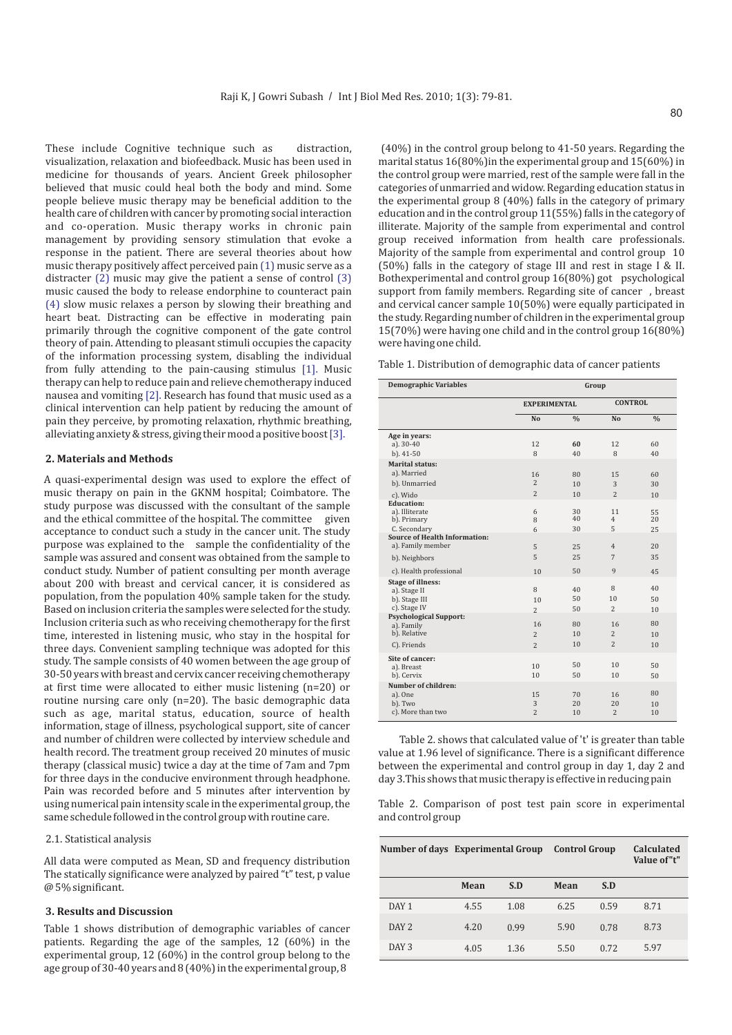These include Cognitive technique such as distraction, visualization, relaxation and biofeedback. Music has been used in medicine for thousands of years. Ancient Greek philosopher believed that music could heal both the body and mind. Some people believe music therapy may be beneficial addition to the health care of children with cancer by promoting social interaction and co-operation. Music therapy works in chronic pain management by providing sensory stimulation that evoke a response in the patient. There are several theories about how music therapy positively affect perceived pain (1) music serve as a distracter (2) music may give the patient a sense of control (3) music caused the body to release endorphine to counteract pain (4) slow music relaxes a person by slowing their breathing and heart beat. Distracting can be effective in moderating pain primarily through the cognitive component of the gate control theory of pain. Attending to pleasant stimuli occupies the capacity of the information processing system, disabling the individual from fully attending to the pain-causing stimulus [1]. Music therapy can help to reduce pain and relieve chemotherapy induced nausea and vomiting [2]. Research has found that music used as a clinical intervention can help patient by reducing the amount of pain they perceive, by promoting relaxation, rhythmic breathing, alleviating anxiety & stress, giving their mood a positive boost [3].

## 2. Materials and Methods

A quasi-experimental design was used to explore the effect of music therapy on pain in the GKNM hospital; Coimbatore. The study purpose was discussed with the consultant of the sample and the ethical committee of the hospital. The committee given acceptance to conduct such a study in the cancer unit. The study purpose was explained to the sample the confidentiality of the sample was assured and consent was obtained from the sample to conduct study. Number of patient consulting per month average about 200 with breast and cervical cancer, it is considered as population, from the population 40% sample taken for the study. Based on inclusion criteria the samples were selected for the study. Inclusion criteria such as who receiving chemotherapy for the first time, interested in listening music, who stay in the hospital for three days. Convenient sampling technique was adopted for this study. The sample consists of 40 women between the age group of 30-50 years with breast and cervix cancer receiving chemotherapy at first time were allocated to either music listening (n=20) or routine nursing care only (n=20). The basic demographic data such as age, marital status, education, source of health information, stage of illness, psychological support, site of cancer and number of children were collected by interview schedule and health record. The treatment group received 20 minutes of music therapy (classical music) twice a day at the time of 7am and 7pm for three days in the conducive environment through headphone. Pain was recorded before and 5 minutes after intervention by using numerical pain intensity scale in the experimental group, the same schedule followed in the control group with routine care.

### 2.1. Statistical analysis

All data were computed as Mean, SD and frequency distribution The statically significance were analyzed by paired "t" test, p value @ 5% significant.

## 3. Results and Discussion

Table 1 shows distribution of demographic variables of cancer patients. Regarding the age of the samples, 12 (60%) in the experimental group, 12 (60%) in the control group belong to the age group of 30-40 years and 8 (40%) in the experimental group, 8 (40%) in the control group belong to 41-50 years. Regarding the marital status 16(80%)in the experimental group and 15(60%) in the control group were married, rest of the sample were fall in the categories of unmarried and widow. Regarding education status in the experimental group 8 (40%) falls in the category of primary education and in the control group 11(55%) falls in the category of illiterate. Majority of the sample from experimental and control group received information from health care professionals. Majority of the sample from experimental and control group 10 (50%) falls in the category of stage III and rest in stage I & II. Bothexperimental and control group 16(80%) got psychological support from family members. Regarding site of cancer , breast and cervical cancer sample 10(50%) were equally participated in the study. Regarding number of children in the experimental group 15(70%) were having one child and in the control group 16(80%) were having one child.

Table 1. Distribution of demographic data of cancer patients

| Demographic Variables | Group | | | |
|---|---|---|---|---|
| | EXPERIMENTAL | | CONTROL | |
| | No | % | No | % |
| **Age in years:** | | | | |
| a). 30-40 | 12 | 60 | 12 | 60 |
| b). 41-50 | 8 | 40 | 8 | 40 |
| **Marital status:** | | | | |
| a). Married | 16 | 80 | 15 | 60 |
| b). Unmarried | 2 | 10 | 3 | 30 |
| c). Wido | 2 | 10 | 2 | 10 |
| **Education:** | | | | |
| a). Illiterate | 6 | 30 | 11 | 55 |
| b). Primary | 8 | 40 | 4 | 20 |
| C. Secondary | 6 | 30 | 5 | 25 |
| **Source of Health Information:** | | | | |
| a). Family member | 5 | 25 | 4 | 20 |
| b). Neighbors | 5 | 25 | 7 | 35 |
| c). Health professional | 10 | 50 | 9 | 45 |
| **Stage of illness:** | | | | |
| a). Stage II | 8 | 40 | 8 | 40 |
| b). Stage III | 10 | 50 | 10 | 50 |
| c). Stage IV | 2 | 50 | 2 | 10 |
| **Psychological Support:** | | | | |
| a). Family | 16 | 80 | 16 | 80 |
| b). Relative | 2 | 10 | 2 | 10 |
| C). Friends | 2 | 10 | 2 | 10 |
| **Site of cancer:** | | | | |
| a). Breast | 10 | 50 | 10 | 50 |
| b). Cervix | 10 | 50 | 10 | 50 |
| **Number of children:** | | | | |
| a). One | 15 | 70 | 16 | 80 |
| b). Two | 3 | 20 | 20 | 10 |
| c). More than two | 2 | 10 | 2 | 10 |

Table 2. shows that calculated value of 't' is greater than table value at 1.96 level of significance. There is a significant difference between the experimental and control group in day 1, day 2 and day 3.This shows that music therapy is effective in reducing pain

Table 2. Comparison of post test pain score in experimental and control group

| Number of days | Experimental Group | | Control Group | | Calculated Value of "t" |
|---|---|---|---|---|---|
| | Mean | S.D | Mean | S.D | |
| DAY 1 | 4.55 | 1.08 | 6.25 | 0.59 | 8.71 |
| DAY 2 | 4.20 | 0.99 | 5.90 | 0.78 | 8.73 |
| DAY 3 | 4.05 | 1.36 | 5.50 | 0.72 | 5.97 |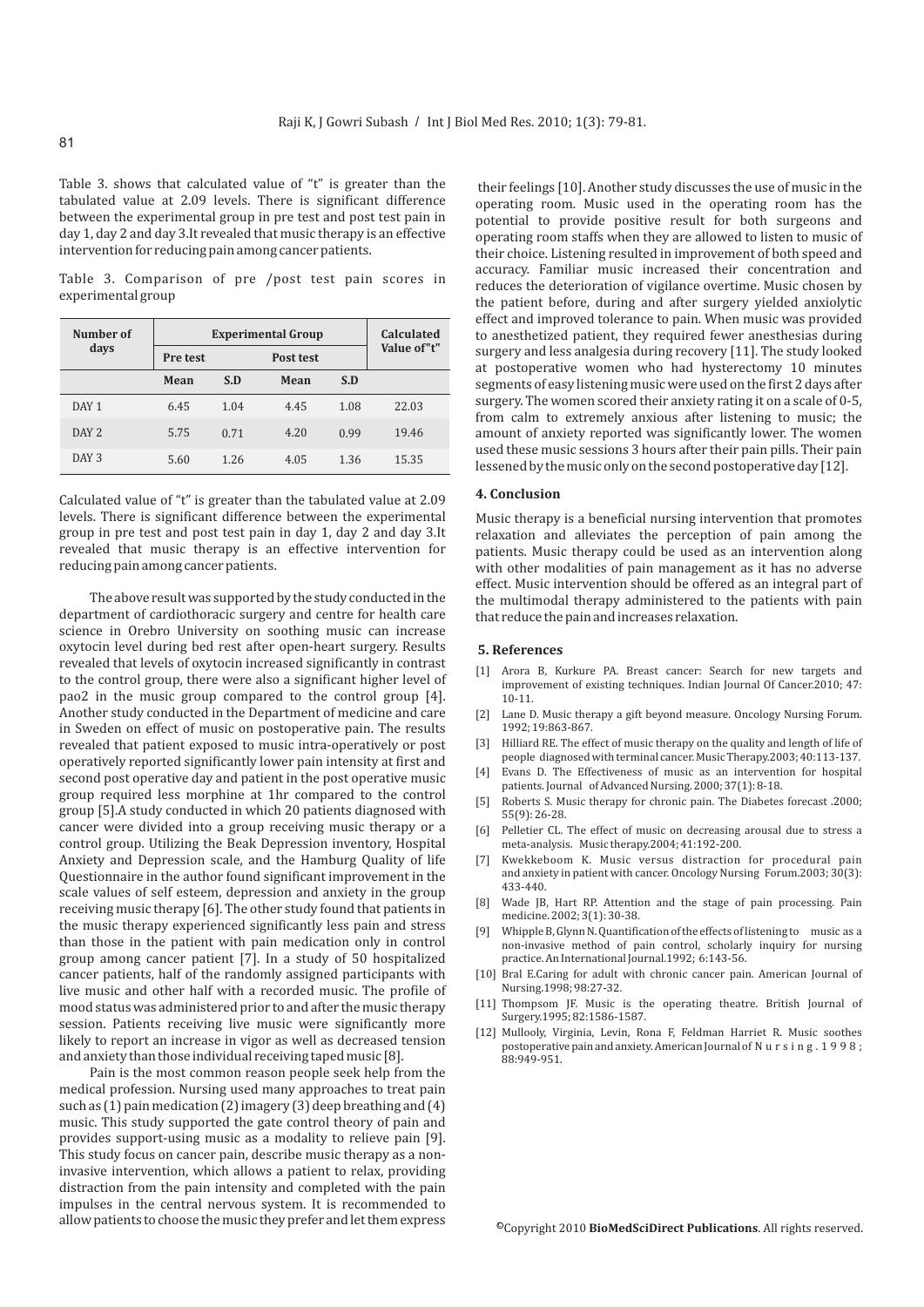Table 3. shows that calculated value of "t" is greater than the tabulated value at 2.09 levels. There is significant difference between the experimental group in pre test and post test pain in day 1, day 2 and day 3.It revealed that music therapy is an effective intervention for reducing pain among cancer patients.

Table 3. Comparison of pre /post test pain scores in experimental group

| Number of days | Experimental Group | | | | Calculated Value of"t" |
|---|---|---|---|---|---|
| | Pre test | | Post test | | |
| | Mean | S.D | Mean | S.D | |
| DAY 1 | 6.45 | 1.04 | 4.45 | 1.08 | 22.03 |
| DAY 2 | 5.75 | 0.71 | 4.20 | 0.99 | 19.46 |
| DAY 3 | 5.60 | 1.26 | 4.05 | 1.36 | 15.35 |

Calculated value of "t" is greater than the tabulated value at 2.09 levels. There is significant difference between the experimental group in pre test and post test pain in day 1, day 2 and day 3.It revealed that music therapy is an effective intervention for reducing pain among cancer patients.

The above result was supported by the study conducted in the department of cardiothoracic surgery and centre for health care science in Orebro University on soothing music can increase oxytocin level during bed rest after open-heart surgery. Results revealed that levels of oxytocin increased significantly in contrast to the control group, there were also a significant higher level of pao2 in the music group compared to the control group [4]. Another study conducted in the Department of medicine and care in Sweden on effect of music on postoperative pain. The results revealed that patient exposed to music intra-operatively or post operatively reported significantly lower pain intensity at first and second post operative day and patient in the post operative music group required less morphine at 1hr compared to the control group [5].A study conducted in which 20 patients diagnosed with cancer were divided into a group receiving music therapy or a control group. Utilizing the Beak Depression inventory, Hospital Anxiety and Depression scale, and the Hamburg Quality of life Questionnaire in the author found significant improvement in the scale values of self esteem, depression and anxiety in the group receiving music therapy [6]. The other study found that patients in the music therapy experienced significantly less pain and stress than those in the patient with pain medication only in control group among cancer patient [7]. In a study of 50 hospitalized cancer patients, half of the randomly assigned participants with live music and other half with a recorded music. The profile of mood status was administered prior to and after the music therapy session. Patients receiving live music were significantly more likely to report an increase in vigor as well as decreased tension and anxiety than those individual receiving taped music [8].

Pain is the most common reason people seek help from the medical profession. Nursing used many approaches to treat pain such as (1) pain medication (2) imagery (3) deep breathing and (4) music. This study supported the gate control theory of pain and provides support-using music as a modality to relieve pain [9]. This study focus on cancer pain, describe music therapy as a non-invasive intervention, which allows a patient to relax, providing distraction from the pain intensity and completed with the pain impulses in the central nervous system. It is recommended to allow patients to choose the music they prefer and let them express their feelings [10]. Another study discusses the use of music in the operating room. Music used in the operating room has the potential to provide positive result for both surgeons and operating room staffs when they are allowed to listen to music of their choice. Listening resulted in improvement of both speed and accuracy. Familiar music increased their concentration and reduces the deterioration of vigilance overtime. Music chosen by the patient before, during and after surgery yielded anxiolytic effect and improved tolerance to pain. When music was provided to anesthetized patient, they required fewer anesthesias during surgery and less analgesia during recovery [11]. The study looked at postoperative women who had hysterectomy 10 minutes segments of easy listening music were used on the first 2 days after surgery. The women scored their anxiety rating it on a scale of 0-5, from calm to extremely anxious after listening to music; the amount of anxiety reported was significantly lower. The women used these music sessions 3 hours after their pain pills. Their pain lessened by the music only on the second postoperative day [12].

## 4. Conclusion

Music therapy is a beneficial nursing intervention that promotes relaxation and alleviates the perception of pain among the patients. Music therapy could be used as an intervention along with other modalities of pain management as it has no adverse effect. Music intervention should be offered as an integral part of the multimodal therapy administered to the patients with pain that reduce the pain and increases relaxation.

## 5. References

[1] Arora B, Kurkure PA. Breast cancer: Search for new targets and improvement of existing techniques. Indian Journal Of Cancer.2010; 47: 10-11.

[2] Lane D. Music therapy a gift beyond measure. Oncology Nursing Forum. 1992; 19:863-867.

[3] Hilliard RE. The effect of music therapy on the quality and length of life of people diagnosed with terminal cancer. Music Therapy.2003; 40:113-137.

[4] Evans D. The Effectiveness of music as an intervention for hospital patients. Journal of Advanced Nursing. 2000; 37(1): 8-18.

[5] Roberts S. Music therapy for chronic pain. The Diabetes forecast .2000; 55(9): 26-28.

[6] Pelletier CL. The effect of music on decreasing arousal due to stress a meta-analysis. Music therapy.2004; 41:192-200.

[7] Kwekkeboom K. Music versus distraction for procedural pain and anxiety in patient with cancer. Oncology Nursing Forum.2003; 30(3): 433-440.

[8] Wade JB, Hart RP. Attention and the stage of pain processing. Pain medicine. 2002; 3(1): 30-38.

[9] Whipple B, Glynn N. Quantification of the effects of listening to music as a non-invasive method of pain control, scholarly inquiry for nursing practice. An International Journal.1992; 6:143-56.

[10] Bral E.Caring for adult with chronic cancer pain. American Journal of Nursing.1998; 98:27-32.

[11] Thompsom JF. Music is the operating theatre. British Journal of Surgery.1995; 82:1586-1587.

[12] Mullooly, Virginia, Levin, Rona F, Feldman Harriet R. Music soothes postoperative pain and anxiety. American Journal of Nursing. 1998; 88:949-951.

©Copyright 2010 **BioMedSciDirect Publications**. All rights reserved.